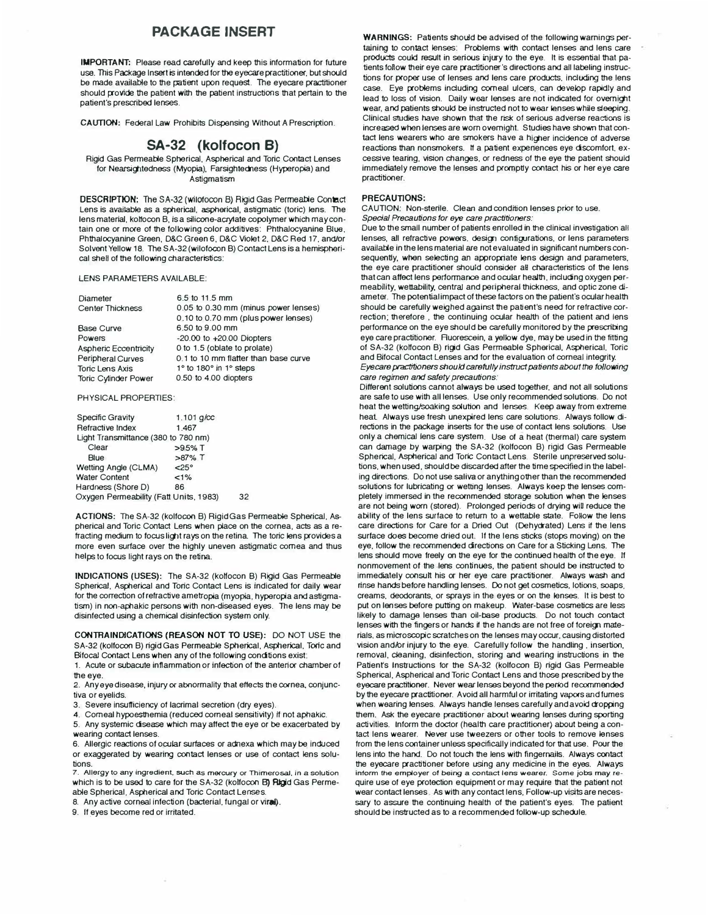# PACKAGE INSERT

**IMPORTANT:** Please read carefully and keep this information for future use. This Package Insert is intended for the eyecare practitioner, but should be made available to the patient upon request. The eyecare practitioner should provide the patient with the patient instructions that pertain to the patient's prescribed lenses.

**CAUTION:** Federal Law Prohibits Dispensing Without A Prescription.

## SA-32 (kolfocon B)

Rigid Gas Permeable Spherical, Aspherical and Toric Contact Lenses for Nearsightedness (Myopia), Farsightedness (Hyperopia) and Astigmatism

**DESCRIPTION:** The SA-32 (wilofocon B) Rigid Gas Permeable Contact Lens is available as a spherical, aspherical, astigmatic (toric) lens. The lens material, kolfocon B, is a silicone-acrylate copolymer which may contain one or more of the following color additives: Phthalocyanine Blue, Phthalocyanine Green, D&C Green 6, D&C Violet 2, D&C Red 17, and/or Solvent Yellow 18. The SA-32 (wilofocon B) Contact Lens is a hemispherical shell of the following characteristics:

LENS PARAMETERS AVAILABLE:

| | |
|---|---|
| Diameter | 6.5 to 11.5 mm |
| Center Thickness | 0.05 to 0.30 mm (minus power lenses) |
| | 0.10 to 0.70 mm (plus power lenses) |
| Base Curve | 6.50 to 9.00 mm |
| Powers | -20.00 to +20.00 Diopters |
| Aspheric Eccentricity | 0 to 1.5 (oblate to prolate) |
| Peripheral Curves | 0.1 to 10 mm flatter than base curve |
| Toric Lens Axis | 1° to 180° in 1° steps |
| Toric Cylinder Power | 0.50 to 4.00 diopters |

PHYSICAL PROPERTIES:

| | |
|---|---|
| Specific Gravity | 1.101 g/cc |
| Refractive Index | 1.467 |
| Light Transmittance (380 to 780 nm) | |
| Clear | >95% T |
| Blue | >87% T |
| Wetting Angle (CLMA) | <25° |
| Water Content | <1% |
| Hardness (Shore D) | 86 |
| Oxygen Permeability (Fatt Units, 1983) | 32 |

**ACTIONS:** The SA-32 (kolfocon B) Rigid Gas Permeable Spherical, Aspherical and Toric Contact Lens when place on the cornea, acts as a refracting medium to focus light rays on the retina. The toric lens provides a more even surface over the highly uneven astigmatic cornea and thus helps to focus light rays on the retina.

**INDICATIONS (USES):** The SA-32 (kolfocon B) Rigid Gas Permeable Spherical, Aspherical and Toric Contact Lens is indicated for daily wear for the correction of refractive ametropia (myopia, hyperopia and astigmatism) in non-aphakic persons with non-diseased eyes. The lens may be disinfected using a chemical disinfection system only.

**CONTRAINDICATIONS (REASON NOT TO USE):** DO NOT USE the SA-32 (kolfocon B) rigid Gas Permeable Spherical, Aspherical, Toric and Bifocal Contact Lens when any of the following conditions exist:

1. Acute or subacute inflammation or infection of the anterior chamber of the eye.
2. Any eye disease, injury or abnormality that effects the cornea, conjunctiva or eyelids.
3. Severe insufficiency of lacrimal secretion (dry eyes).
4. Corneal hypoesthemia (reduced corneal sensitivity) if not aphakic.
5. Any systemic disease which may affect the eye or be exacerbated by wearing contact lenses.
6. Allergic reactions of ocular surfaces or adnexa which may be induced or exaggerated by wearing contact lenses or use of contact lens solutions.
7. Allergy to any ingredient, such as mercury or Thimerosal, in a solution which is to be used to care for the SA-32 (kolfocon B) Rigid Gas Permeable Spherical, Aspherical and Toric Contact Lenses.
8. Any active corneal infection (bacterial, fungal or viral).
9. If eyes become red or irritated.

**WARNINGS:** Patients should be advised of the following warnings pertaining to contact lenses: Problems with contact lenses and lens care products could result in serious injury to the eye. It is essential that patients follow their eye care practitioner's directions and all labeling instructions for proper use of lenses and lens care products, including the lens case. Eye problems including corneal ulcers, can develop rapidly and lead to loss of vision. Daily wear lenses are not indicated for overnight wear, and patients should be instructed not to wear lenses while sleeping. Clinical studies have shown that the risk of serious adverse reactions is increased when lenses are worn overnight. Studies have shown that contact lens wearers who are smokers have a higher incidence of adverse reactions than nonsmokers. If a patient experiences eye discomfort, excessive tearing, vision changes, or redness of the eye the patient should immediately remove the lenses and promptly contact his or her eye care practitioner.

### PRECAUTIONS:

CAUTION: Non-sterile. Clean and condition lenses prior to use.

*Special Precautions for eye care practitioners:*

Due to the small number of patients enrolled in the clinical investigation all lenses, all refractive powers, design configurations, or lens parameters available in the lens material are not evaluated in significant numbers consequently, when selecting an appropriate lens design and parameters, the eye care practitioner should consider all characteristics of the lens that can affect lens performance and ocular health, including oxygen permeability, wettability, central and peripheral thickness, and optic zone diameter. The potential impact of these factors on the patient's ocular health should be carefully weighed against the patient's need for refractive correction; therefore , the continuing ocular health of the patient and lens performance on the eye should be carefully monitored by the prescribing eye care practitioner. Fluorescein, a yellow dye, may be used in the fitting of SA-32 (kolfocon B) rigid Gas Permeable Spherical, Aspherical, Toric and Bifocal Contact Lenses and for the evaluation of corneal integrity.

*Eyecare practitioners should carefully instruct patients about the following care regimen and safety precautions:*

Different solutions cannot always be used together, and not all solutions are safe to use with all lenses. Use only recommended solutions. Do not heat the wetting/soaking solution and lenses. Keep away from extreme heat. Always use fresh unexpired lens care solutions. Always follow directions in the package inserts for the use of contact lens solutions. Use only a chemical lens care system. Use of a heat (thermal) care system can damage by warping the SA-32 (kolfocon B) rigid Gas Permeable Spherical, Aspherical and Toric Contact Lens. Sterile unpreserved solutions, when used, should be discarded after the time specified in the labeling directions. Do not use saliva or anything other than the recommended solutions for lubricating or wetting lenses. Always keep the lenses completely immersed in the recommended storage solution when the lenses are not being worn (stored). Prolonged periods of drying will reduce the ability of the lens surface to return to a wettable state. Follow the lens care directions for Care for a Dried Out (Dehydrated) Lens if the lens surface does become dried out. If the lens sticks (stops moving) on the eye, follow the recommended directions on Care for a Sticking Lens. The lens should move freely on the eye for the continued health of the eye. If nonmovement of the lens continues, the patient should be instructed to immediately consult his or her eye care practitioner. Always wash and rinse hands before handling lenses. Do not get cosmetics, lotions, soaps, creams, deodorants, or sprays in the eyes or on the lenses. It is best to put on lenses before putting on makeup. Water-base cosmetics are less likely to damage lenses than oil-base products. Do not touch contact lenses with the fingers or hands if the hands are not free of foreign materials, as microscopic scratches on the lenses may occur, causing distorted vision and/or injury to the eye. Carefully follow the handling , insertion, removal, cleaning, disinfection, storing and wearing instructions in the Patient's Instructions for the SA-32 (kolfocon B) rigid Gas Permeable Spherical, Aspherical and Toric Contact Lens and those prescribed by the eyecare practitioner. Never wear lenses beyond the period recommended by the eyecare practitioner. Avoid all harmful or irritating vapors and fumes when wearing lenses. Always handle lenses carefully and avoid dropping them. Ask the eyecare practitioner about wearing lenses during sporting activities. Inform the doctor (health care practitioner) about being a contact lens wearer. Never use tweezers or other tools to remove lenses from the lens container unless specifically indicated for that use. Pour the lens into the hand. Do not touch the lens with fingernails. Always contact the eyecare practitioner before using any medicine in the eyes. Always inform the employer of being a contact lens wearer. Some jobs may require use of eye protection equipment or may require that the patient not wear contact lenses. As with any contact lens, Follow-up visits are necessary to assure the continuing health of the patient's eyes. The patient should be instructed as to a recommended follow-up schedule.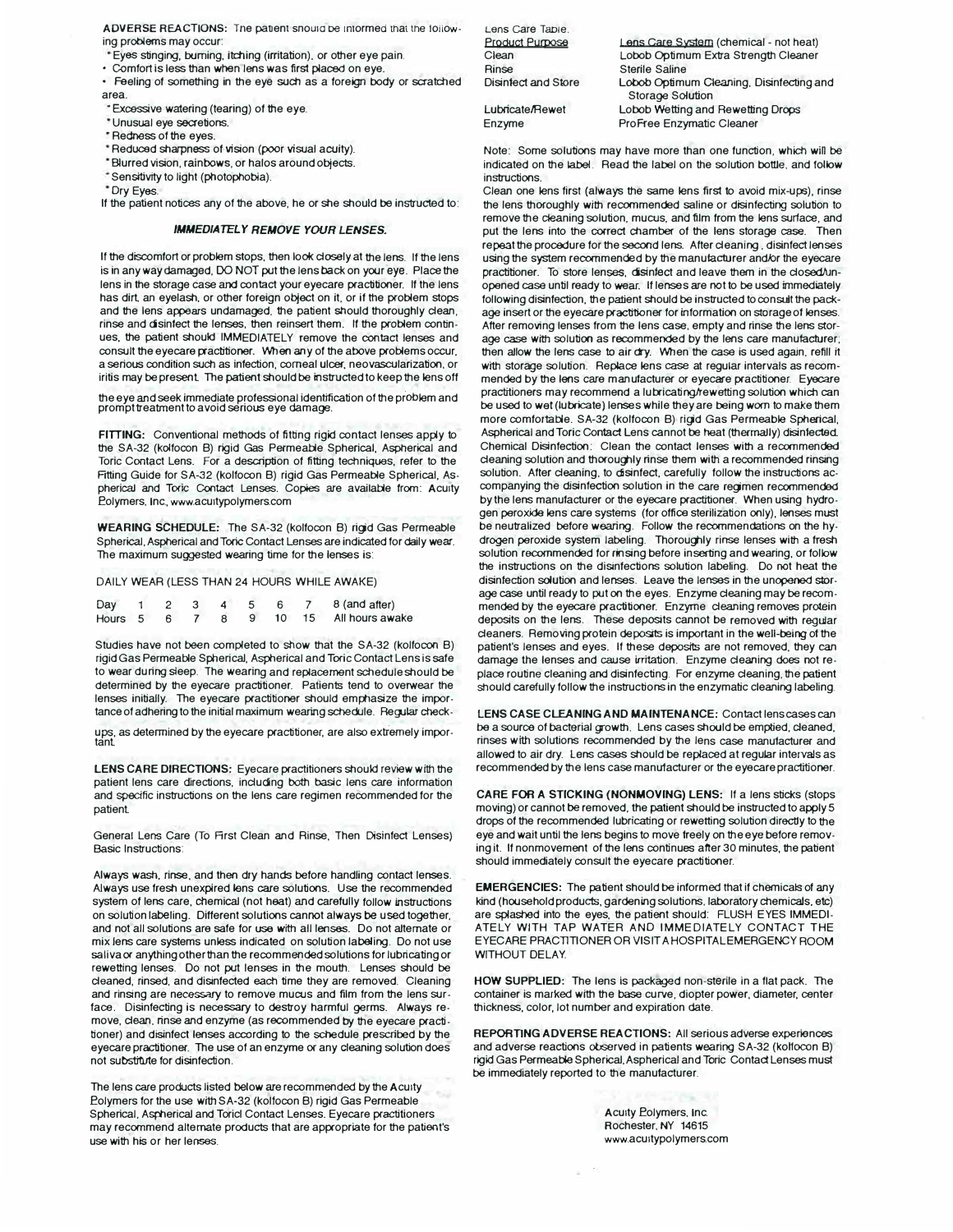**ADVERSE REACTIONS:** The patient should be informed that the following problems may occur:

- Eyes stinging, burning, itching (irritation), or other eye pain.
- Comfort is less than when lens was first placed on eye.
- Feeling of something in the eye such as a foreign body or scratched area.
- Excessive watering (tearing) of the eye.
- Unusual eye secretions.
- Redness of the eyes.
- Reduced sharpness of vision (poor visual acuity).
- Blurred vision, rainbows, or halos around objects.
- Sensitivity to light (photophobia).
- Dry Eyes.

If the patient notices any of the above, he or she should be instructed to:

***IMMEDIATELY REMOVE YOUR LENSES.***

If the discomfort or problem stops, then look closely at the lens. If the lens is in any way damaged, DO NOT put the lens back on your eye. Place the lens in the storage case and contact your eyecare practitioner. If the lens has dirt, an eyelash, or other foreign object on it, or if the problem stops and the lens appears undamaged, the patient should thoroughly clean, rinse and disinfect the lenses, then reinsert them. If the problem continues, the patient should IMMEDIATELY remove the contact lenses and consult the eyecare practitioner. When any of the above problems occur, a serious condition such as infection, corneal ulcer, neovascularization, or iritis may be present. The patient should be instructed to keep the lens off the eye and seek immediate professional identification of the problem and prompt treatment to avoid serious eye damage.

**FITTING:** Conventional methods of fitting rigid contact lenses apply to the SA-32 (kolfocon B) rigid Gas Permeable Spherical, Aspherical and Toric Contact Lens. For a description of fitting techniques, refer to the Fitting Guide for SA-32 (kolfocon B) rigid Gas Permeable Spherical, Aspherical and Toric Contact Lenses. Copies are available from: Acuity Polymers, Inc, www.acuitypolymers.com

**WEARING SCHEDULE:** The SA-32 (kolfocon B) rigid Gas Permeable Spherical, Aspherical and Toric Contact Lenses are indicated for daily wear. The maximum suggested wearing time for the lenses is:

DAILY WEAR (LESS THAN 24 HOURS WHILE AWAKE)

| | | | | | | | | |
|---|---|---|---|---|---|---|---|---|
| Day | 1 | 2 | 3 | 4 | 5 | 6 | 7 | 8 (and after) |
| Hours | 5 | 6 | 7 | 8 | 9 | 10 | 15 | All hours awake |

Studies have not been completed to show that the SA-32 (kolfocon B) rigid Gas Permeable Spherical, Aspherical and Toric Contact Lens is safe to wear during sleep. The wearing and replacement schedule should be determined by the eyecare practitioner. Patients tend to overwear the lenses initially. The eyecare practitioner should emphasize the importance of adhering to the initial maximum wearing schedule. Regular check-ups, as determined by the eyecare practitioner, are also extremely important.

**LENS CARE DIRECTIONS:** Eyecare practitioners should review with the patient lens care directions, including both basic lens care information and specific instructions on the lens care regimen recommended for the patient.

General Lens Care (To First Clean and Rinse, Then Disinfect Lenses) Basic Instructions:

Always wash, rinse, and then dry hands before handling contact lenses. Always use fresh unexpired lens care solutions. Use the recommended system of lens care, chemical (not heat) and carefully follow instructions on solution labeling. Different solutions cannot always be used together, and not all solutions are safe for use with all lenses. Do not alternate or mix lens care systems unless indicated on solution labeling. Do not use saliva or anything other than the recommended solutions for lubricating or rewetting lenses. Do not put lenses in the mouth. Lenses should be cleaned, rinsed, and disinfected each time they are removed. Cleaning and rinsing are necessary to remove mucus and film from the lens surface. Disinfecting is necessary to destroy harmful germs. Always remove, clean, rinse and enzyme (as recommended by the eyecare practitioner) and disinfect lenses according to the schedule prescribed by the eyecare practitioner. The use of an enzyme or any cleaning solution does not substitute for disinfection.

The lens care products listed below are recommended by the Acuity Polymers for the use with SA-32 (kolfocon B) rigid Gas Permeable Spherical, Aspherical and Toricl Contact Lenses. Eyecare practitioners may recommend alternate products that are appropriate for the patient's use with his or her lenses.

Lens Care Table.

| Product Purpose | Lens Care System (chemical - not heat) |
|---|---|
| Clean | Lobob Optimum Extra Strength Cleaner |
| Rinse | Sterile Saline |
| Disinfect and Store | Lobob Optimum Cleaning, Disinfecting and Storage Solution |
| Lubricate/Rewet | Lobob Wetting and Rewetting Drops |
| Enzyme | ProFree Enzymatic Cleaner |

Note: Some solutions may have more than one function, which will be indicated on the label. Read the label on the solution bottle, and follow instructions.

Clean one lens first (always the same lens first to avoid mix-ups), rinse the lens thoroughly with recommended saline or disinfecting solution to remove the cleaning solution, mucus, and film from the lens surface, and put the lens into the correct chamber of the lens storage case. Then repeat the procedure for the second lens. After cleaning, disinfect lenses using the system recommended by the manufacturer and/or the eyecare practitioner. To store lenses, disinfect and leave them in the closed/unopened case until ready to wear. If lenses are not to be used immediately following disinfection, the patient should be instructed to consult the package insert or the eyecare practitioner for information on storage of lenses. After removing lenses from the lens case, empty and rinse the lens storage case with solution as recommended by the lens care manufacturer, then allow the lens case to air dry. When the case is used again, refill it with storage solution. Replace lens case at regular intervals as recommended by the lens care manufacturer or eyecare practitioner. Eyecare practitioners may recommend a lubricating/rewetting solution which can be used to wet (lubricate) lenses while they are being worn to make them more comfortable. SA-32 (kolfocon B) rigid Gas Permeable Spherical, Aspherical and Toric Contact Lens cannot be heat (thermally) disinfected. Chemical Disinfection: Clean the contact lenses with a recommended cleaning solution and thoroughly rinse them with a recommended rinsing solution. After cleaning, to disinfect, carefully follow the instructions accompanying the disinfection solution in the care regimen recommended by the lens manufacturer or the eyecare practitioner. When using hydrogen peroxide lens care systems (for office sterilization only), lenses must be neutralized before wearing. Follow the recommendations on the hydrogen peroxide system labeling. Thoroughly rinse lenses with a fresh solution recommended for rinsing before inserting and wearing, or follow the instructions on the disinfections solution labeling. Do not heat the disinfection solution and lenses. Leave the lenses in the unopened storage case until ready to put on the eyes. Enzyme cleaning may be recommended by the eyecare practitioner. Enzyme cleaning removes protein deposits on the lens. These deposits cannot be removed with regular cleaners. Removing protein deposits is important in the well-being of the patient's lenses and eyes. If these deposits are not removed, they can damage the lenses and cause irritation. Enzyme cleaning does not replace routine cleaning and disinfecting. For enzyme cleaning, the patient should carefully follow the instructions in the enzymatic cleaning labeling.

**LENS CASE CLEANING AND MAINTENANCE:** Contact lens cases can be a source of bacterial growth. Lens cases should be emptied, cleaned, rinses with solutions recommended by the lens case manufacturer and allowed to air dry. Lens cases should be replaced at regular intervals as recommended by the lens case manufacturer or the eyecare practitioner.

**CARE FOR A STICKING (NONMOVING) LENS:** If a lens sticks (stops moving) or cannot be removed, the patient should be instructed to apply 5 drops of the recommended lubricating or rewetting solution directly to the eye and wait until the lens begins to move freely on the eye before removing it. If nonmovement of the lens continues after 30 minutes, the patient should immediately consult the eyecare practitioner.

**EMERGENCIES:** The patient should be informed that if chemicals of any kind (household products, gardening solutions, laboratory chemicals, etc) are splashed into the eyes, the patient should: FLUSH EYES IMMEDIATELY WITH TAP WATER AND IMMEDIATELY CONTACT THE EYECARE PRACTITIONER OR VISIT A HOSPITAL EMERGENCY ROOM WITHOUT DELAY.

**HOW SUPPLIED:** The lens is packaged non-sterile in a flat pack. The container is marked with the base curve, diopter power, diameter, center thickness, color, lot number and expiration date.

**REPORTING ADVERSE REACTIONS:** All serious adverse experiences and adverse reactions observed in patients wearing SA-32 (kolfocon B) rigid Gas Permeable Spherical, Aspherical and Toric Contact Lenses must be immediately reported to the manufacturer.

Acuity Polymers, Inc
Rochester, NY 14615
www.acuitypolymers.com